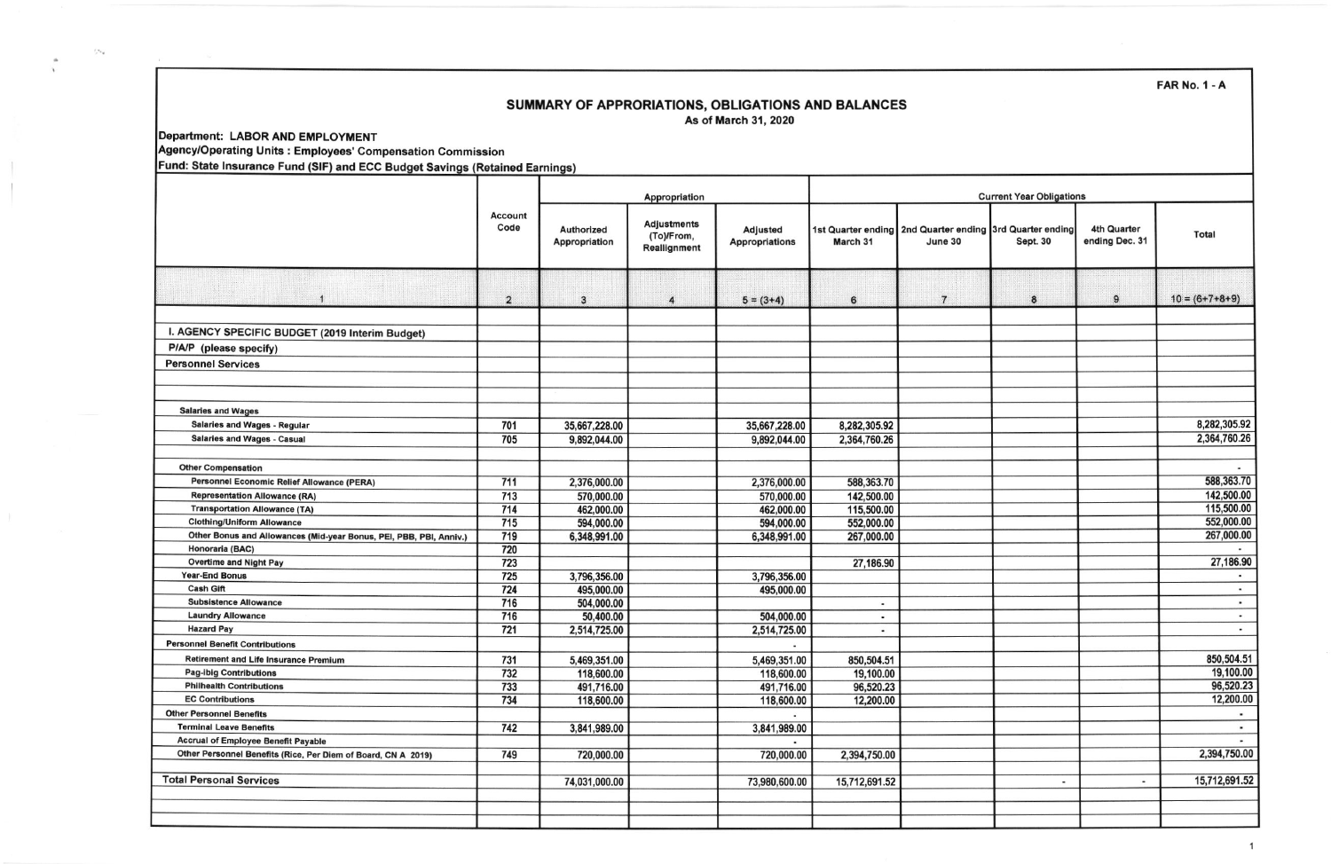FAR No. 1 - A

# SUMMARY OF APPRORIATIONS, OBLIGATIONS AND BALANCES

As of March 31, 2020

**Department: LABOR AND EMPLOYMENT**
**Agency/Operating Units : Employees' Compensation Commission**
**Fund: State Insurance Fund (SIF) and ECC Budget Savings (Retained Earnings)**

| | Account Code | Appropriation | | | Current Year Obligations | | | | |
|---|---|---|---|---|---|---|---|---|---|
| | | Authorized Appropriation | Adjustments (To)/From, Reallignment | Adjusted Appropriations | 1st Quarter ending March 31 | 2nd Quarter ending June 30 | 3rd Quarter ending Sept. 30 | 4th Quarter ending Dec. 31 | Total |
| 1 | 2 | 3 | 4 | 5 = (3+4) | 6 | 7 | 8 | 9 | 10 = (6+7+8+9) |
| I. AGENCY SPECIFIC BUDGET (2019 Interim Budget) | | | | | | | | | |
| P/A/P (please specify) | | | | | | | | | |
| Personnel Services | | | | | | | | | |
| Salaries and Wages | | | | | | | | | |
| Salaries and Wages - Regular | 701 | 35,667,228.00 | | 35,667,228.00 | 8,282,305.92 | | | | 8,282,305.92 |
| Salaries and Wages - Casual | 705 | 9,892,044.00 | | 9,892,044.00 | 2,364,760.26 | | | | 2,364,760.26 |
| Other Compensation | | | | | | | | | - |
| Personnel Economic Relief Allowance (PERA) | 711 | 2,376,000.00 | | 2,376,000.00 | 588,363.70 | | | | 588,363.70 |
| Representation Allowance (RA) | 713 | 570,000.00 | | 570,000.00 | 142,500.00 | | | | 142,500.00 |
| Transportation Allowance (TA) | 714 | 462,000.00 | | 462,000.00 | 115,500.00 | | | | 115,500.00 |
| Clothing/Uniform Allowance | 715 | 594,000.00 | | 594,000.00 | 552,000.00 | | | | 552,000.00 |
| Other Bonus and Allowances (Mid-year Bonus, PEI, PBB, PBI, Anniv.) | 719 | 6,348,991.00 | | 6,348,991.00 | 267,000.00 | | | | 267,000.00 |
| Honoraria (BAC) | 720 | | | | | | | | - |
| Overtime and Night Pay | 723 | | | | 27,186.90 | | | | 27,186.90 |
| Year-End Bonus | 725 | 3,796,356.00 | | 3,796,356.00 | | | | | - |
| Cash Gift | 724 | 495,000.00 | | 495,000.00 | | | | | - |
| Subsistence Allowance | 716 | 504,000.00 | | | - | | | | - |
| Laundry Allowance | 716 | 50,400.00 | | 504,000.00 | - | | | | - |
| Hazard Pay | 721 | 2,514,725.00 | | 2,514,725.00 | - | | | | - |
| Personnel Benefit Contributions | | | | - | | | | | |
| Retirement and Life Insurance Premium | 731 | 5,469,351.00 | | 5,469,351.00 | 850,504.51 | | | | 850,504.51 |
| Pag-ibig Contributions | 732 | 118,600.00 | | 118,600.00 | 19,100.00 | | | | 19,100.00 |
| Philhealth Contributions | 733 | 491,716.00 | | 491,716.00 | 96,520.23 | | | | 96,520.23 |
| EC Contributions | 734 | 118,600.00 | | 118,600.00 | 12,200.00 | | | | 12,200.00 |
| Other Personnel Benefits | | | | - | | | | | - |
| Terminal Leave Benefits | 742 | 3,841,989.00 | | 3,841,989.00 | | | | | - |
| Accrual of Employee Benefit Payable | | | | - | | | | | - |
| Other Personnel Benefits (Rice, Per Diem of Board, CN A 2019) | 749 | 720,000.00 | | 720,000.00 | 2,394,750.00 | | | | 2,394,750.00 |
| **Total Personal Services** | | 74,031,000.00 | | 73,980,600.00 | 15,712,691.52 | | - | - | 15,712,691.52 |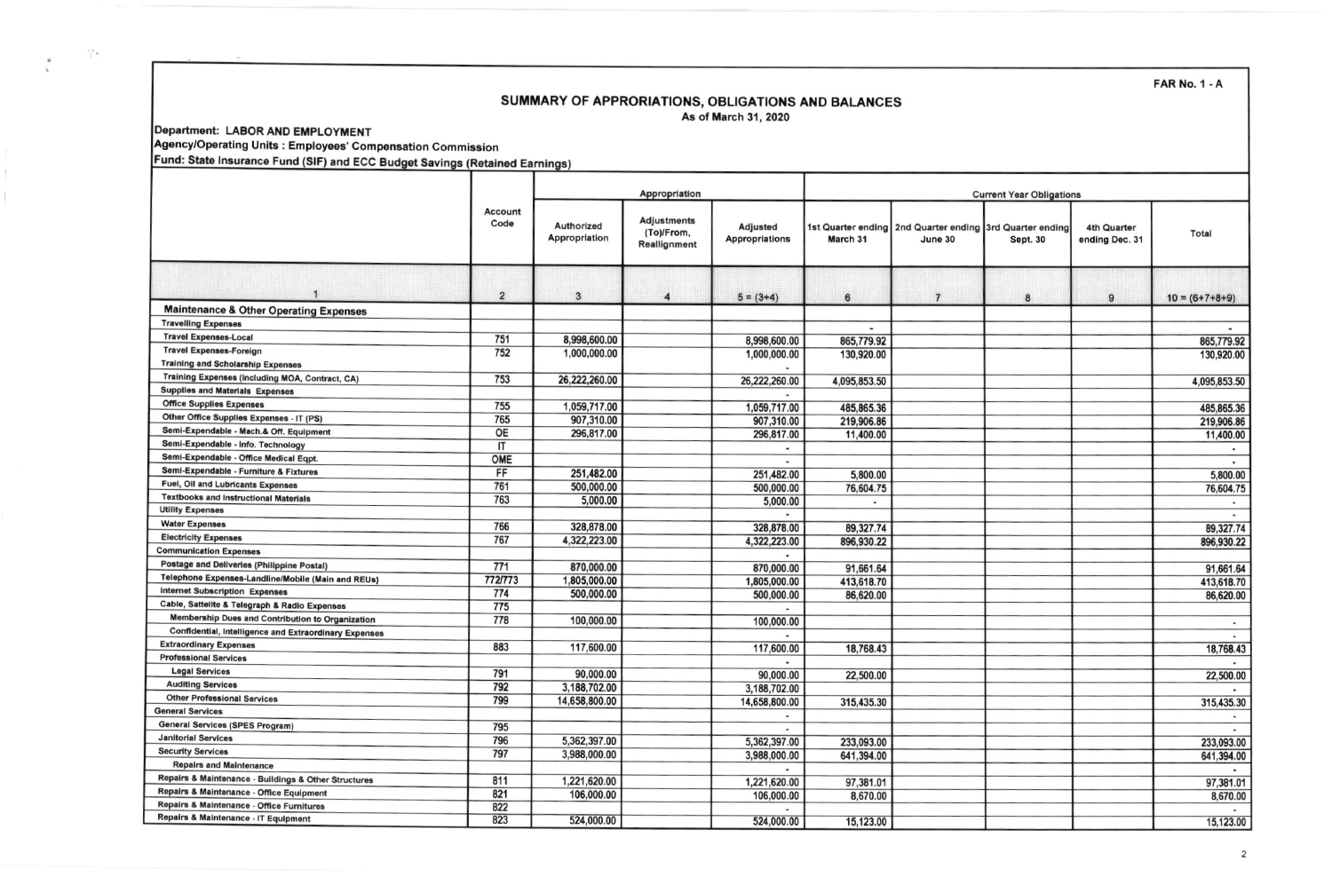FAR No. 1 - A

# SUMMARY OF APPRORIATIONS, OBLIGATIONS AND BALANCES

As of March 31, 2020

Department: LABOR AND EMPLOYMENT

Agency/Operating Units : Employees' Compensation Commission

Fund: State Insurance Fund (SIF) and ECC Budget Savings (Retained Earnings)

| | Account Code | Appropriation | | | Current Year Obligations | | | | |
|---|---|---|---|---|---|---|---|---|---|
| | | Authorized Appropriation | Adjustments (To)/From, Reallignment | Adjusted Appropriations | 1st Quarter ending March 31 | 2nd Quarter ending June 30 | 3rd Quarter ending Sept. 30 | 4th Quarter ending Dec. 31 | Total |
| 1 | 2 | 3 | 4 | 5 = (3+4) | 6 | 7 | 8 | 9 | 10 = (6+7+8+9) |
| **Maintenance & Other Operating Expenses** | | | | | | | | | |
| Travelling Expenses | | | | | - | | | | - |
| Travel Expenses-Local | 751 | 8,998,600.00 | | 8,998,600.00 | 865,779.92 | | | | 865,779.92 |
| Travel Expenses-Foreign | 752 | 1,000,000.00 | | 1,000,000.00 | 130,920.00 | | | | 130,920.00 |
| Training and Scholarship Expenses | | | | - | | | | | |
| Training Expenses (Including MOA, Contract, CA) | 753 | 26,222,260.00 | | 26,222,260.00 | 4,095,853.50 | | | | 4,095,853.50 |
| Supplies and Materials Expenses | | | | - | | | | | |
| Office Supplies Expenses | 755 | 1,059,717.00 | | 1,059,717.00 | 485,865.36 | | | | 485,865.36 |
| Other Office Supplies Expenses - IT (PS) | 765 | 907,310.00 | | 907,310.00 | 219,906.86 | | | | 219,906.86 |
| Semi-Expendable - Mach.& Off. Equipment | OE | 296,817.00 | | 296,817.00 | 11,400.00 | | | | 11,400.00 |
| Semi-Expendable - Info. Technology | IT | | | - | | | | | - |
| Semi-Expendable - Office Medical Eqpt. | OME | | | - | | | | | - |
| Semi-Expendable - Furniture & Fixtures | FF | 251,482.00 | | 251,482.00 | 5,800.00 | | | | 5,800.00 |
| Fuel, Oil and Lubricants Expenses | 761 | 500,000.00 | | 500,000.00 | 76,604.75 | | | | 76,604.75 |
| Textbooks and Instructional Materials | 763 | 5,000.00 | | 5,000.00 | - | | | | - |
| Utility Expenses | | | | - | | | | | - |
| Water Expenses | 766 | 328,878.00 | | 328,878.00 | 89,327.74 | | | | 89,327.74 |
| Electricity Expenses | 767 | 4,322,223.00 | | 4,322,223.00 | 896,930.22 | | | | 896,930.22 |
| Communication Expenses | | | | - | | | | | |
| Postage and Deliveries (Philippine Postal) | 771 | 870,000.00 | | 870,000.00 | 91,661.64 | | | | 91,661.64 |
| Telephone Expenses-Landline/Mobile (Main and REUs) | 772/773 | 1,805,000.00 | | 1,805,000.00 | 413,618.70 | | | | 413,618.70 |
| Internet Subscription Expenses | 774 | 500,000.00 | | 500,000.00 | 86,620.00 | | | | 86,620.00 |
| Cable, Sattelite & Telegraph & Radio Expenses | 775 | | | - | | | | | |
| Membership Dues and Contribution to Organization | 778 | 100,000.00 | | 100,000.00 | | | | | - |
| Confidential, Intelligence and Extraordinary Expenses | | | | - | | | | | - |
| Extraordinary Expenses | 883 | 117,600.00 | | 117,600.00 | 18,768.43 | | | | 18,768.43 |
| Professional Services | | | | - | | | | | - |
| Legal Services | 791 | 90,000.00 | | 90,000.00 | 22,500.00 | | | | 22,500.00 |
| Auditing Services | 792 | 3,188,702.00 | | 3,188,702.00 | | | | | - |
| Other Professional Services | 799 | 14,658,800.00 | | 14,658,800.00 | 315,435.30 | | | | 315,435.30 |
| General Services | | | | - | | | | | - |
| General Services (SPES Program) | 795 | | | - | | | | | - |
| Janitorial Services | 796 | 5,362,397.00 | | 5,362,397.00 | 233,093.00 | | | | 233,093.00 |
| Security Services | 797 | 3,988,000.00 | | 3,988,000.00 | 641,394.00 | | | | 641,394.00 |
| Repairs and Maintenance | | | | - | | | | | - |
| Repairs & Maintenance - Buildings & Other Structures | 811 | 1,221,620.00 | | 1,221,620.00 | 97,381.01 | | | | 97,381.01 |
| Repairs & Maintenance - Office Equipment | 821 | 106,000.00 | | 106,000.00 | 8,670.00 | | | | 8,670.00 |
| Repairs & Maintenance - Office Furnitures | 822 | | | - | | | | | - |
| Repairs & Maintenance - IT Equipment | 823 | 524,000.00 | | 524,000.00 | 15,123.00 | | | | 15,123.00 |